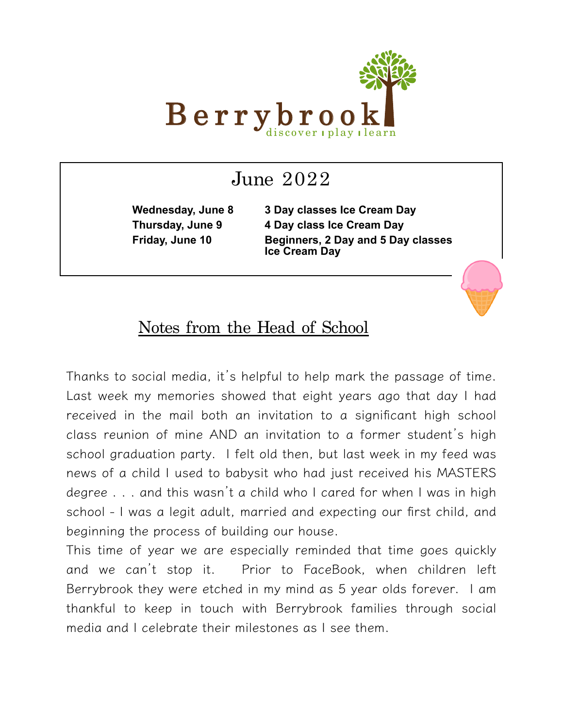# Berrybrook

discover | play | learn

## June 2022

| | |
|---|---|
| **Wednesday, June 8** | **3 Day classes Ice Cream Day** |
| **Thursday, June 9** | **4 Day class Ice Cream Day** |
| **Friday, June 10** | **Beginners, 2 Day and 5 Day classes Ice Cream Day** |

## Notes from the Head of School

Thanks to social media, it's helpful to help mark the passage of time. Last week my memories showed that eight years ago that day I had received in the mail both an invitation to a significant high school class reunion of mine AND an invitation to a former student's high school graduation party. I felt old then, but last week in my feed was news of a child I used to babysit who had just received his MASTERS degree . . . and this wasn't a child who I cared for when I was in high school - I was a legit adult, married and expecting our first child, and beginning the process of building our house.

This time of year we are especially reminded that time goes quickly and we can't stop it. Prior to FaceBook, when children left Berrybrook they were etched in my mind as 5 year olds forever. I am thankful to keep in touch with Berrybrook families through social media and I celebrate their milestones as I see them.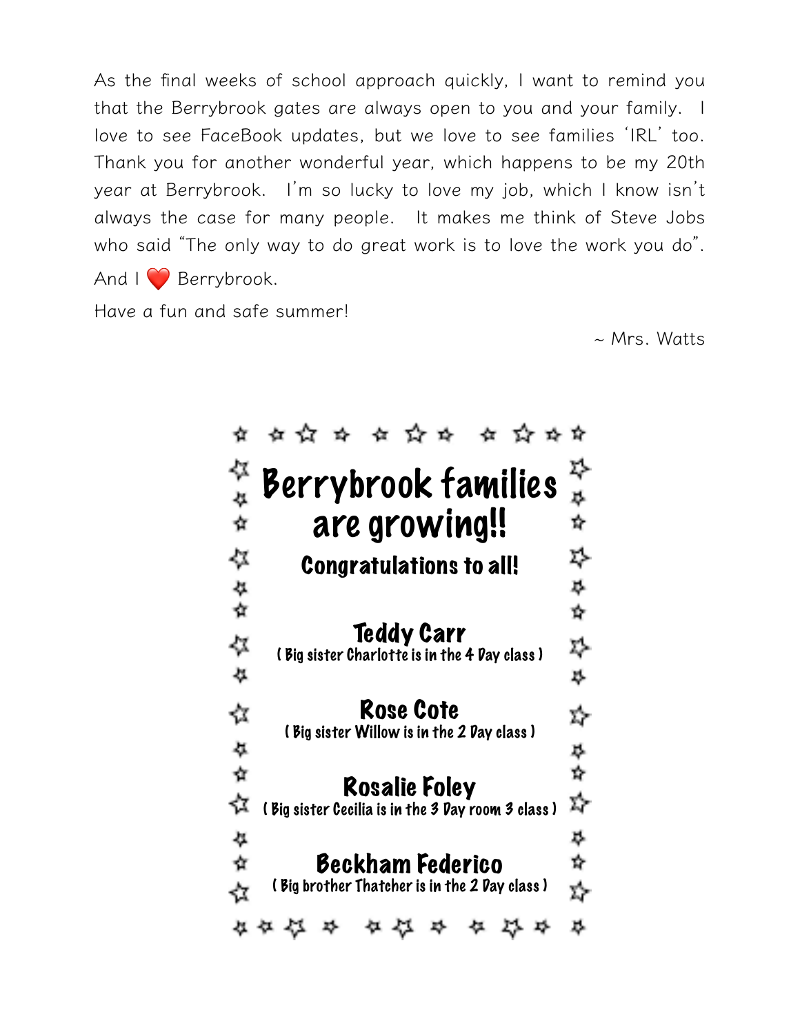As the final weeks of school approach quickly, I want to remind you that the Berrybrook gates are always open to you and your family. I love to see FaceBook updates, but we love to see families 'IRL' too. Thank you for another wonderful year, which happens to be my 20th year at Berrybrook. I'm so lucky to love my job, which I know isn't always the case for many people. It makes me think of Steve Jobs who said "The only way to do great work is to love the work you do".

And I ❤️ Berrybrook.

Have a fun and safe summer!

~ Mrs. Watts

# Berrybrook families are growing!!

### Congratulations to all!

**Teddy Carr**
( Big sister Charlotte is in the 4 Day class )

**Rose Cote**
( Big sister Willow is in the 2 Day class )

**Rosalie Foley**
( Big sister Cecilia is in the 3 Day room 3 class )

**Beckham Federico**
( Big brother Thatcher is in the 2 Day class )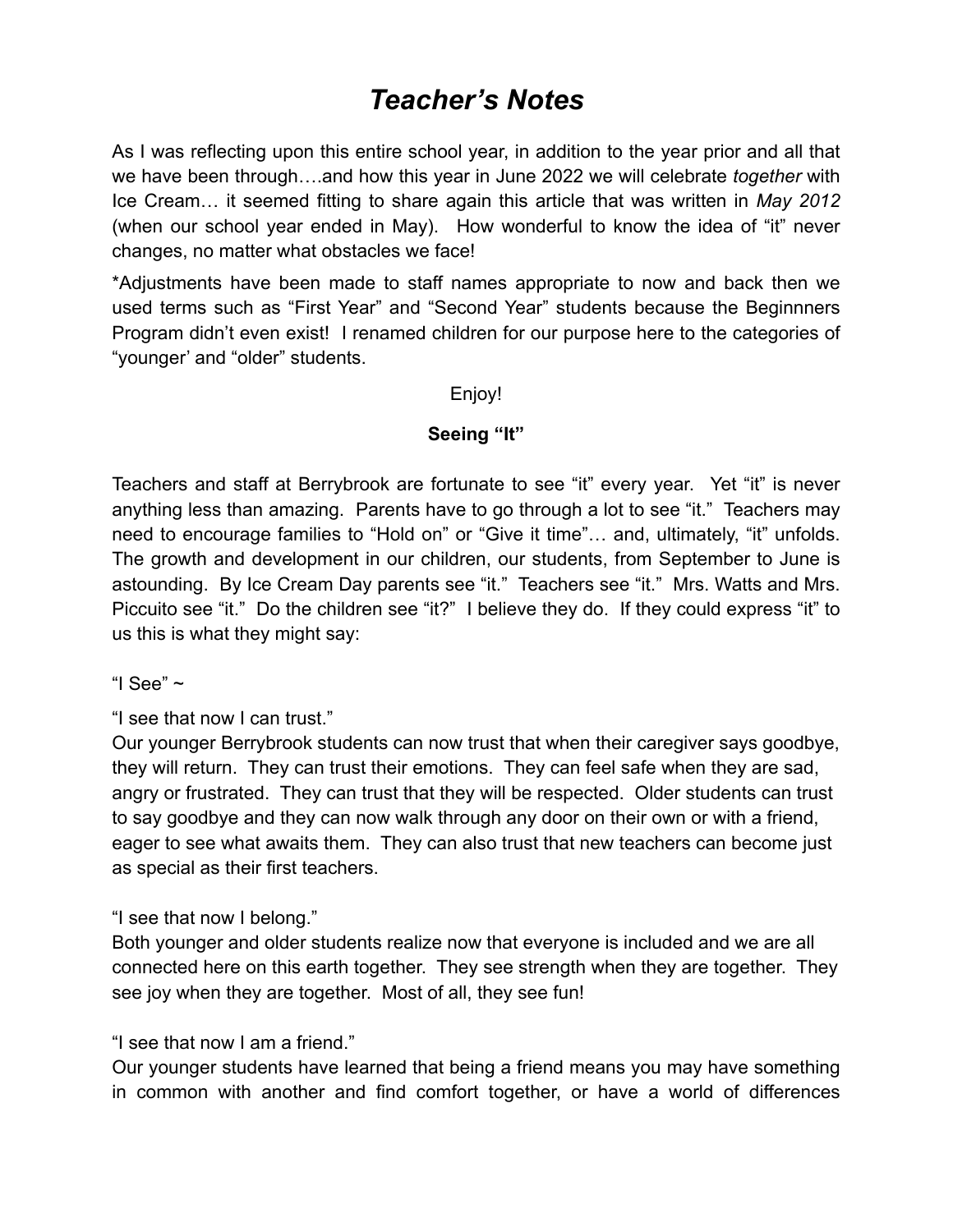# *Teacher's Notes*

As I was reflecting upon this entire school year, in addition to the year prior and all that we have been through….and how this year in June 2022 we will celebrate *together* with Ice Cream… it seemed fitting to share again this article that was written in *May 2012* (when our school year ended in May). How wonderful to know the idea of "it" never changes, no matter what obstacles we face!

*Adjustments have been made to staff names appropriate to now and back then we used terms such as "First Year" and "Second Year" students because the Beginnners Program didn't even exist! I renamed children for our purpose here to the categories of "younger' and "older" students.

Enjoy!

**Seeing "It"**

Teachers and staff at Berrybrook are fortunate to see "it" every year. Yet "it" is never anything less than amazing. Parents have to go through a lot to see "it." Teachers may need to encourage families to "Hold on" or "Give it time"… and, ultimately, "it" unfolds. The growth and development in our children, our students, from September to June is astounding. By Ice Cream Day parents see "it." Teachers see "it." Mrs. Watts and Mrs. Piccuito see "it." Do the children see "it?" I believe they do. If they could express "it" to us this is what they might say:

"I See" ~

"I see that now I can trust."
Our younger Berrybrook students can now trust that when their caregiver says goodbye, they will return. They can trust their emotions. They can feel safe when they are sad, angry or frustrated. They can trust that they will be respected. Older students can trust to say goodbye and they can now walk through any door on their own or with a friend, eager to see what awaits them. They can also trust that new teachers can become just as special as their first teachers.

"I see that now I belong."
Both younger and older students realize now that everyone is included and we are all connected here on this earth together. They see strength when they are together. They see joy when they are together. Most of all, they see fun!

"I see that now I am a friend."
Our younger students have learned that being a friend means you may have something in common with another and find comfort together, or have a world of differences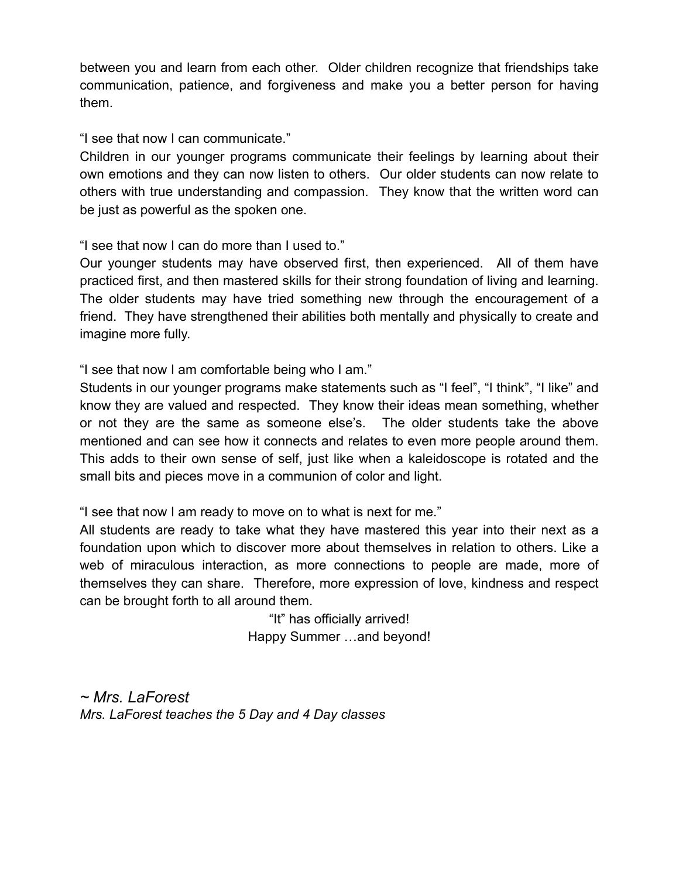between you and learn from each other. Older children recognize that friendships take communication, patience, and forgiveness and make you a better person for having them.

"I see that now I can communicate."
Children in our younger programs communicate their feelings by learning about their own emotions and they can now listen to others. Our older students can now relate to others with true understanding and compassion. They know that the written word can be just as powerful as the spoken one.

"I see that now I can do more than I used to."
Our younger students may have observed first, then experienced. All of them have practiced first, and then mastered skills for their strong foundation of living and learning. The older students may have tried something new through the encouragement of a friend. They have strengthened their abilities both mentally and physically to create and imagine more fully.

"I see that now I am comfortable being who I am."
Students in our younger programs make statements such as "I feel", "I think", "I like" and know they are valued and respected. They know their ideas mean something, whether or not they are the same as someone else's. The older students take the above mentioned and can see how it connects and relates to even more people around them. This adds to their own sense of self, just like when a kaleidoscope is rotated and the small bits and pieces move in a communion of color and light.

"I see that now I am ready to move on to what is next for me."
All students are ready to take what they have mastered this year into their next as a foundation upon which to discover more about themselves in relation to others. Like a web of miraculous interaction, as more connections to people are made, more of themselves they can share. Therefore, more expression of love, kindness and respect can be brought forth to all around them.

"It" has officially arrived!
Happy Summer …and beyond!

*~ Mrs. LaForest*
*Mrs. LaForest teaches the 5 Day and 4 Day classes*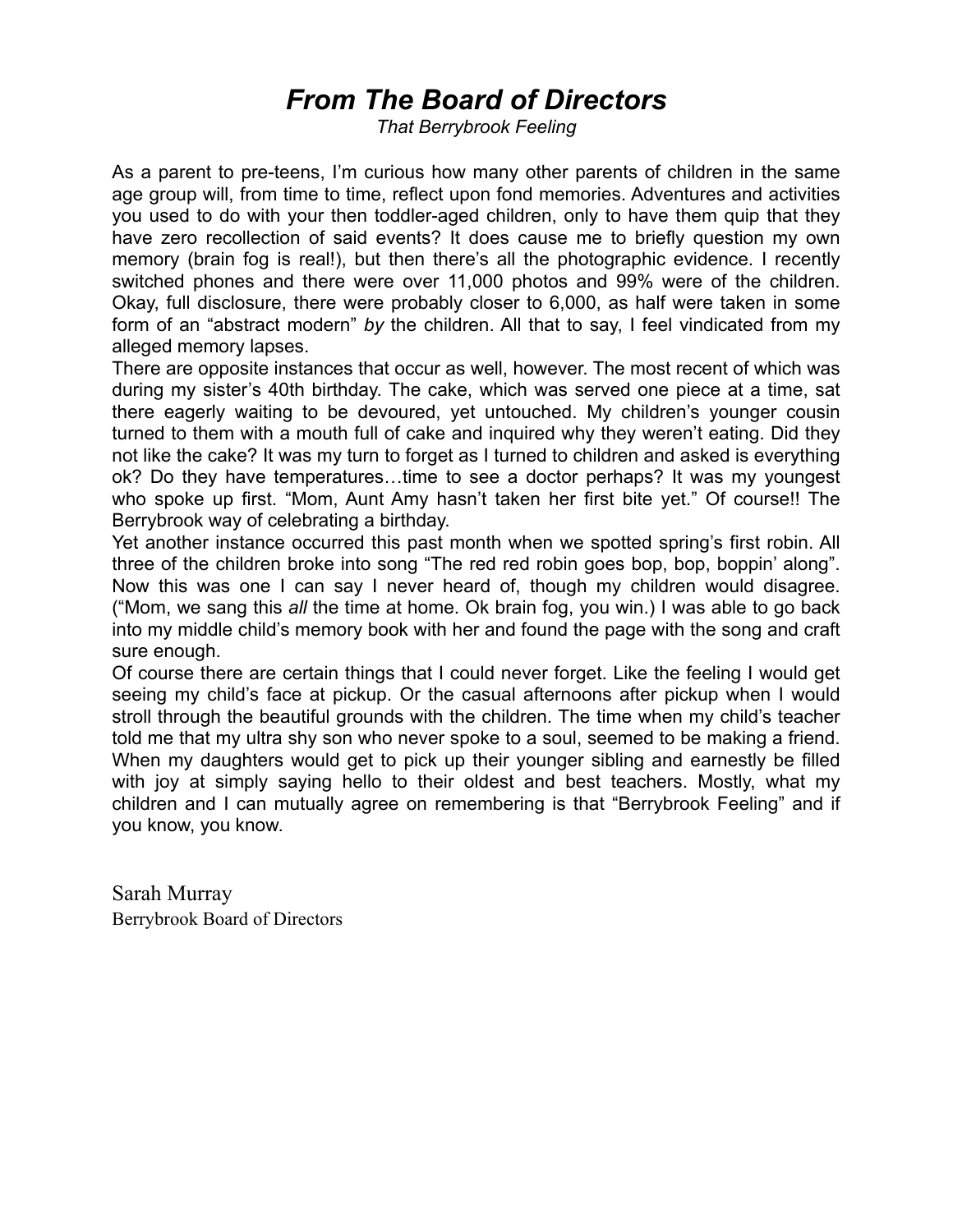# *From The Board of Directors*

*That Berrybrook Feeling*

As a parent to pre-teens, I'm curious how many other parents of children in the same age group will, from time to time, reflect upon fond memories. Adventures and activities you used to do with your then toddler-aged children, only to have them quip that they have zero recollection of said events? It does cause me to briefly question my own memory (brain fog is real!), but then there's all the photographic evidence. I recently switched phones and there were over 11,000 photos and 99% were of the children. Okay, full disclosure, there were probably closer to 6,000, as half were taken in some form of an "abstract modern" *by* the children. All that to say, I feel vindicated from my alleged memory lapses.

There are opposite instances that occur as well, however. The most recent of which was during my sister's 40th birthday. The cake, which was served one piece at a time, sat there eagerly waiting to be devoured, yet untouched. My children's younger cousin turned to them with a mouth full of cake and inquired why they weren't eating. Did they not like the cake? It was my turn to forget as I turned to children and asked is everything ok? Do they have temperatures…time to see a doctor perhaps? It was my youngest who spoke up first. "Mom, Aunt Amy hasn't taken her first bite yet." Of course!! The Berrybrook way of celebrating a birthday.

Yet another instance occurred this past month when we spotted spring's first robin. All three of the children broke into song "The red red robin goes bop, bop, boppin' along". Now this was one I can say I never heard of, though my children would disagree. ("Mom, we sang this *all* the time at home. Ok brain fog, you win.) I was able to go back into my middle child's memory book with her and found the page with the song and craft sure enough.

Of course there are certain things that I could never forget. Like the feeling I would get seeing my child's face at pickup. Or the casual afternoons after pickup when I would stroll through the beautiful grounds with the children. The time when my child's teacher told me that my ultra shy son who never spoke to a soul, seemed to be making a friend. When my daughters would get to pick up their younger sibling and earnestly be filled with joy at simply saying hello to their oldest and best teachers. Mostly, what my children and I can mutually agree on remembering is that "Berrybrook Feeling" and if you know, you know.

Sarah Murray
Berrybrook Board of Directors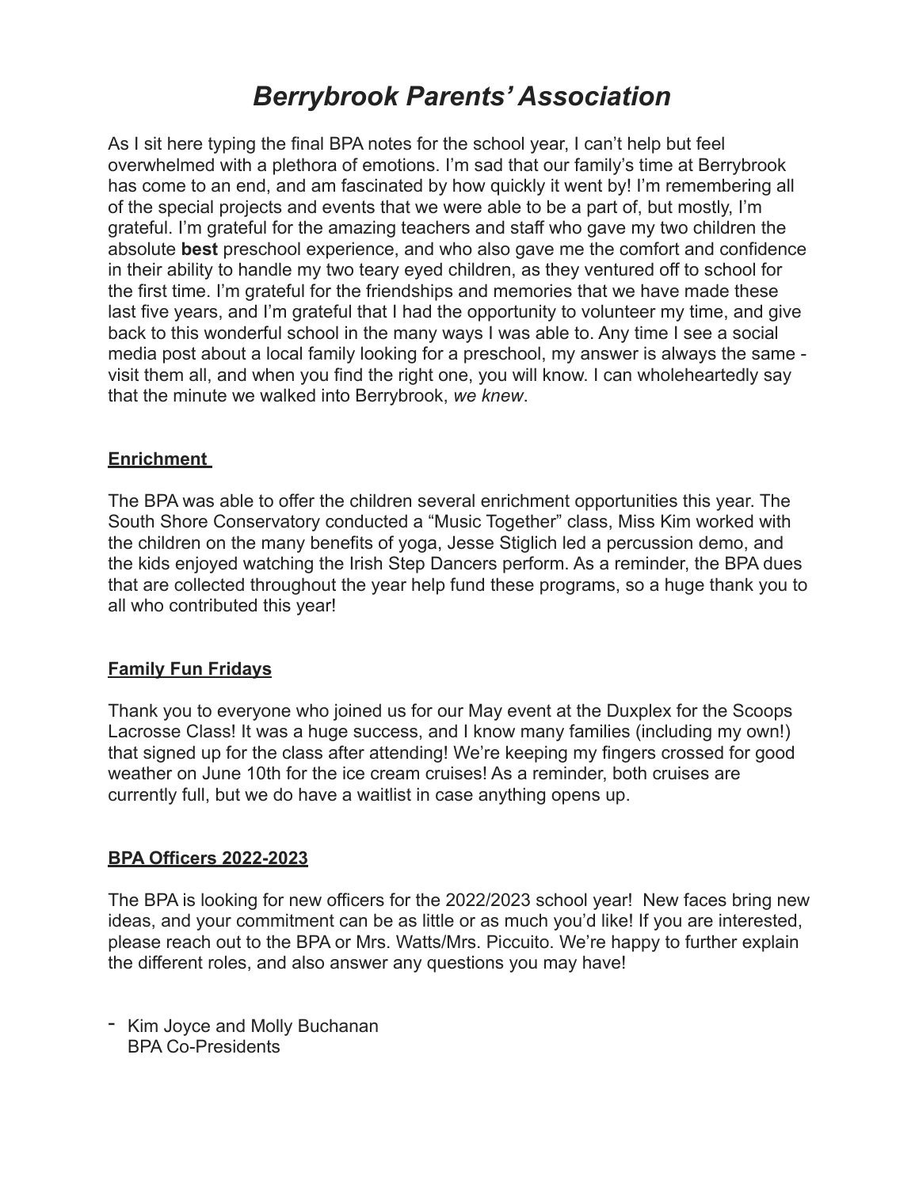# *Berrybrook Parents' Association*

As I sit here typing the final BPA notes for the school year, I can't help but feel overwhelmed with a plethora of emotions. I'm sad that our family's time at Berrybrook has come to an end, and am fascinated by how quickly it went by! I'm remembering all of the special projects and events that we were able to be a part of, but mostly, I'm grateful. I'm grateful for the amazing teachers and staff who gave my two children the absolute **best** preschool experience, and who also gave me the comfort and confidence in their ability to handle my two teary eyed children, as they ventured off to school for the first time. I'm grateful for the friendships and memories that we have made these last five years, and I'm grateful that I had the opportunity to volunteer my time, and give back to this wonderful school in the many ways I was able to. Any time I see a social media post about a local family looking for a preschool, my answer is always the same - visit them all, and when you find the right one, you will know. I can wholeheartedly say that the minute we walked into Berrybrook, *we knew*.

## Enrichment

The BPA was able to offer the children several enrichment opportunities this year. The South Shore Conservatory conducted a "Music Together" class, Miss Kim worked with the children on the many benefits of yoga, Jesse Stiglich led a percussion demo, and the kids enjoyed watching the Irish Step Dancers perform. As a reminder, the BPA dues that are collected throughout the year help fund these programs, so a huge thank you to all who contributed this year!

## Family Fun Fridays

Thank you to everyone who joined us for our May event at the Duxplex for the Scoops Lacrosse Class! It was a huge success, and I know many families (including my own!) that signed up for the class after attending! We're keeping my fingers crossed for good weather on June 10th for the ice cream cruises! As a reminder, both cruises are currently full, but we do have a waitlist in case anything opens up.

## BPA Officers 2022-2023

The BPA is looking for new officers for the 2022/2023 school year! New faces bring new ideas, and your commitment can be as little or as much you'd like! If you are interested, please reach out to the BPA or Mrs. Watts/Mrs. Piccuito. We're happy to further explain the different roles, and also answer any questions you may have!

- Kim Joyce and Molly Buchanan
  BPA Co-Presidents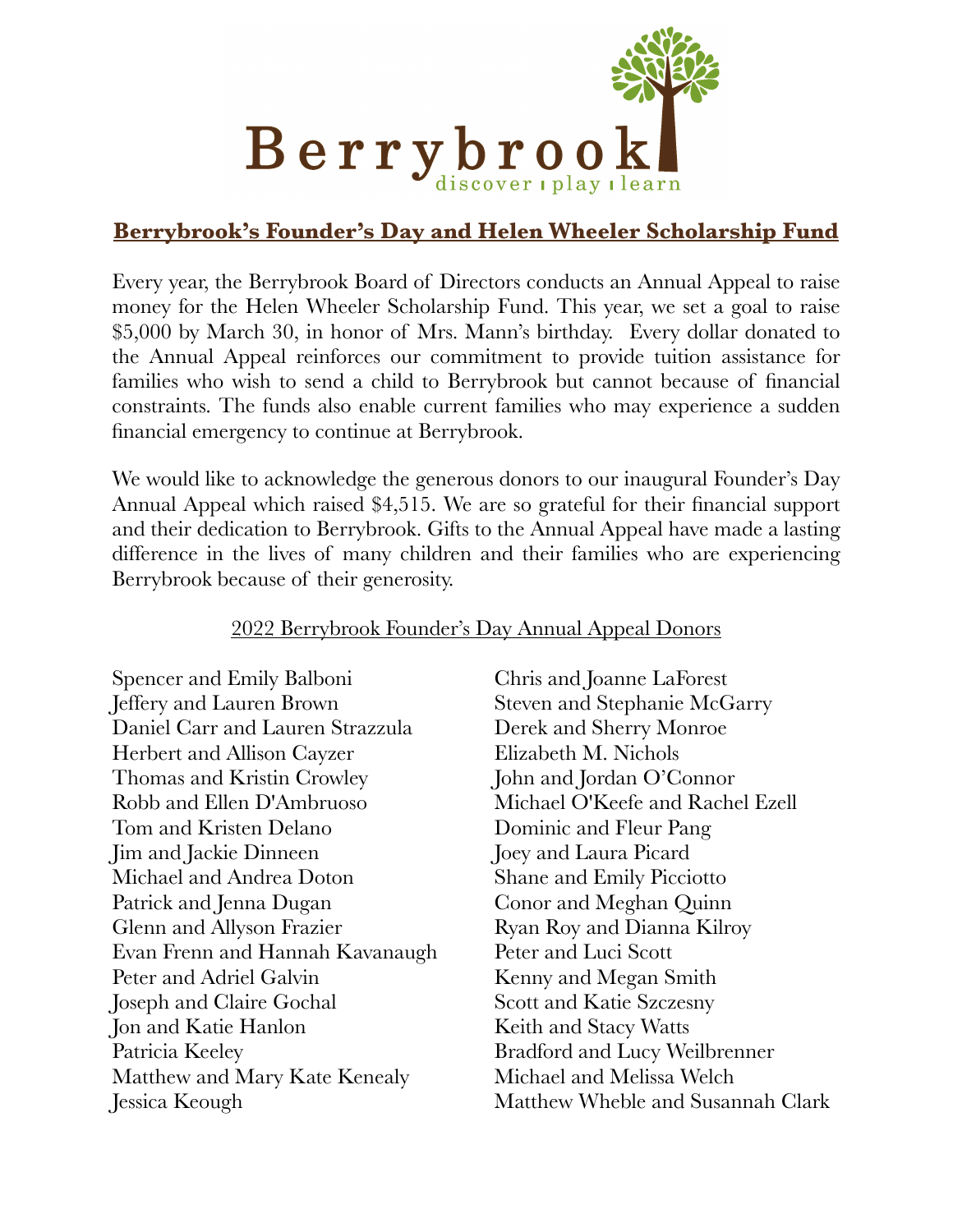Berrybrook
discover | play | learn

## **Berrybrook's Founder's Day and Helen Wheeler Scholarship Fund**

Every year, the Berrybrook Board of Directors conducts an Annual Appeal to raise money for the Helen Wheeler Scholarship Fund. This year, we set a goal to raise $5,000 by March 30, in honor of Mrs. Mann's birthday. Every dollar donated to the Annual Appeal reinforces our commitment to provide tuition assistance for families who wish to send a child to Berrybrook but cannot because of financial constraints. The funds also enable current families who may experience a sudden financial emergency to continue at Berrybrook.

We would like to acknowledge the generous donors to our inaugural Founder's Day Annual Appeal which raised $4,515. We are so grateful for their financial support and their dedication to Berrybrook. Gifts to the Annual Appeal have made a lasting difference in the lives of many children and their families who are experiencing Berrybrook because of their generosity.

### 2022 Berrybrook Founder's Day Annual Appeal Donors

Spencer and Emily Balboni
Jeffery and Lauren Brown
Daniel Carr and Lauren Strazzula
Herbert and Allison Cayzer
Thomas and Kristin Crowley
Robb and Ellen D'Ambruoso
Tom and Kristen Delano
Jim and Jackie Dinneen
Michael and Andrea Doton
Patrick and Jenna Dugan
Glenn and Allyson Frazier
Evan Frenn and Hannah Kavanaugh
Peter and Adriel Galvin
Joseph and Claire Gochal
Jon and Katie Hanlon
Patricia Keeley
Matthew and Mary Kate Kenealy
Jessica Keough
Chris and Joanne LaForest
Steven and Stephanie McGarry
Derek and Sherry Monroe
Elizabeth M. Nichols
John and Jordan O'Connor
Michael O'Keefe and Rachel Ezell
Dominic and Fleur Pang
Joey and Laura Picard
Shane and Emily Picciotto
Conor and Meghan Quinn
Ryan Roy and Dianna Kilroy
Peter and Luci Scott
Kenny and Megan Smith
Scott and Katie Szczesny
Keith and Stacy Watts
Bradford and Lucy Weilbrenner
Michael and Melissa Welch
Matthew Wheble and Susannah Clark